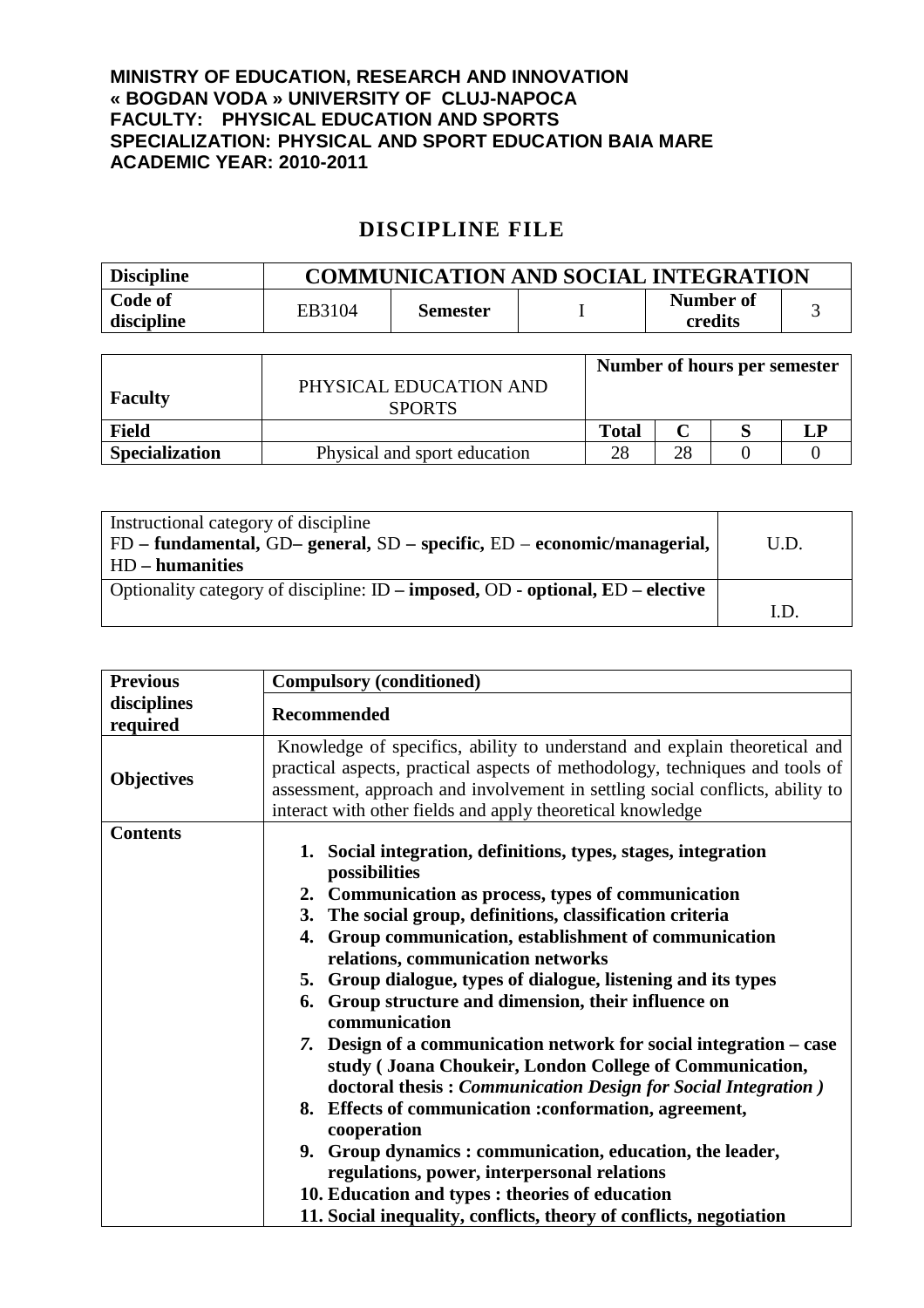**MINISTRY OF EDUCATION, RESEARCH AND INNOVATION**
**« BOGDAN VODA » UNIVERSITY OF CLUJ-NAPOCA**
**FACULTY: PHYSICAL EDUCATION AND SPORTS**
**SPECIALIZATION: PHYSICAL AND SPORT EDUCATION BAIA MARE**
**ACADEMIC YEAR: 2010-2011**

# DISCIPLINE FILE

| **Discipline** | **COMMUNICATION AND SOCIAL INTEGRATION** | | | | |
|---|---|---|---|---|---|
| **Code of discipline** | EB3104 | **Semester** | I | **Number of credits** | 3 |

| **Faculty** | PHYSICAL EDUCATION AND SPORTS | **Number of hours per semester** | | | |
|---|---|---|---|---|---|
| **Field** | | **Total** | **C** | **S** | **LP** |
| **Specialization** | Physical and sport education | 28 | 28 | 0 | 0 |

| Instructional category of discipline<br>FD **– fundamental,** GD**– general,** SD **– specific,** ED – **economic/managerial,** HD **– humanities** | U.D. |
|---|---|
| Optionality category of discipline: ID **– imposed,** OD **- optional, E**D **– elective** | I.D. |

| **Previous disciplines required** | **Compulsory (conditioned)** |
|---|---|
| | **Recommended** |
| **Objectives** | Knowledge of specifics, ability to understand and explain theoretical and practical aspects, practical aspects of methodology, techniques and tools of assessment, approach and involvement in settling social conflicts, ability to interact with other fields and apply theoretical knowledge |
| **Contents** | 1. **Social integration, definitions, types, stages, integration possibilities**<br>2. **Communication as process, types of communication**<br>3. **The social group, definitions, classification criteria**<br>4. **Group communication, establishment of communication relations, communication networks**<br>5. **Group dialogue, types of dialogue, listening and its types**<br>6. **Group structure and dimension, their influence on communication**<br>7. **Design of a communication network for social integration – case study ( Joana Choukeir, London College of Communication, doctoral thesis : *Communication Design for Social Integration )***<br>8. **Effects of communication :conformation, agreement, cooperation**<br>9. **Group dynamics : communication, education, the leader, regulations, power, interpersonal relations**<br>10. **Education and types : theories of education**<br>11. **Social inequality, conflicts, theory of conflicts, negotiation** |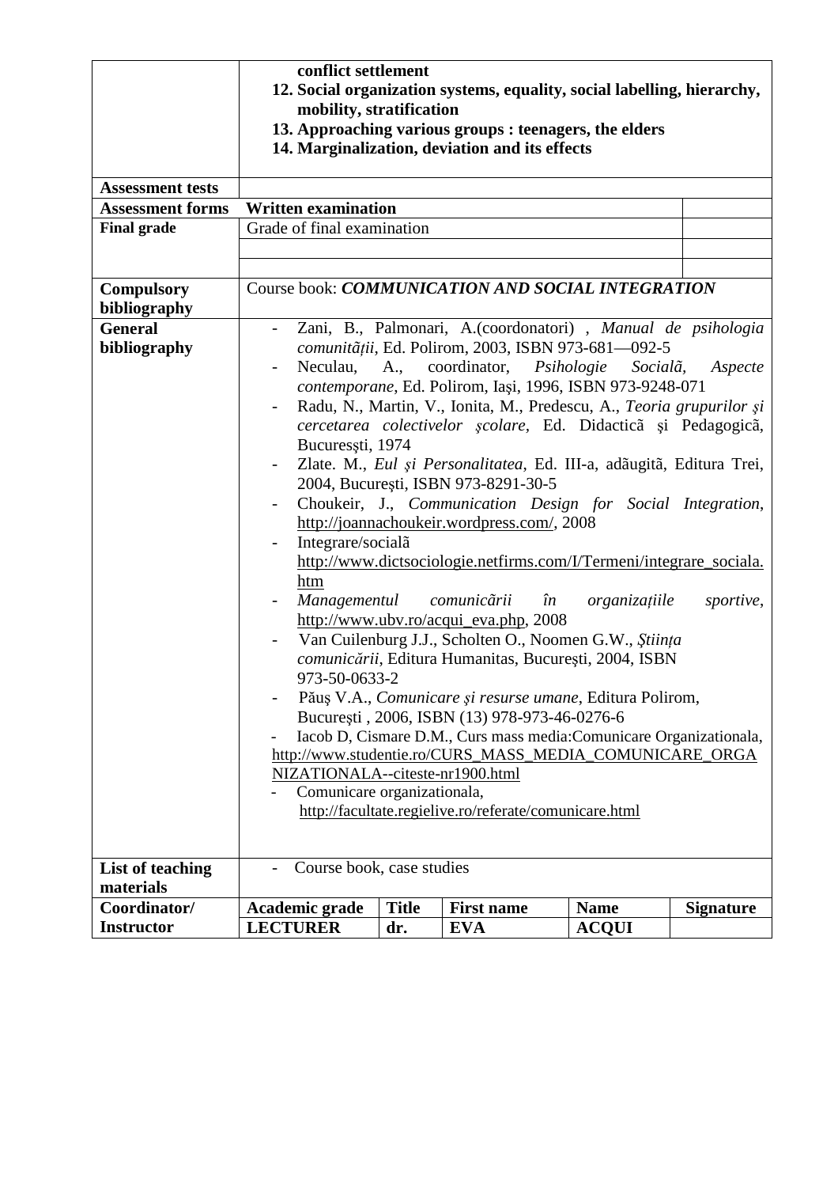| | | | | | |
|---|---|---|---|---|---|
| | **conflict settlement**<br>**12. Social organization systems, equality, social labelling, hierarchy, mobility, stratification**<br>**13. Approaching various groups : teenagers, the elders**<br>**14. Marginalization, deviation and its effects** | | | | |
| **Assessment tests** | | | | | |
| **Assessment forms** | **Written examination** | | | | |
| **Final grade** | Grade of final examination | | | | |
| | | | | | |
| | | | | | |
| **Compulsory bibliography** | Course book: ***COMMUNICATION AND SOCIAL INTEGRATION*** | | | | |
| **General bibliography** | - Zani, B., Palmonari, A.(coordonatori) , *Manual de psihologia comunității*, Ed. Polirom, 2003, ISBN 973-681—092-5<br>- Neculau, A., coordinator, *Psihologie Socialã, Aspecte contemporane*, Ed. Polirom, Iaşi, 1996, ISBN 973-9248-071<br>- Radu, N., Martin, V., Ionita, M., Predescu, A., *Teoria grupurilor şi cercetarea colectivelor şcolare*, Ed. Didactică şi Pedagogică, Bucuresşti, 1974<br>- Zlate. M., *Eul şi Personalitatea*, Ed. III-a, adãugitã, Editura Trei, 2004, Bucureşti, ISBN 973-8291-30-5<br>- Choukeir, J., *Communication Design for Social Integration*, http://joannachoukeir.wordpress.com/, 2008<br>- Integrare/socialã http://www.dictsociologie.netfirms.com/I/Termeni/integrare_sociala.htm<br>- *Managementul comunicãrii în organizațiile sportive*, http://www.ubv.ro/acqui_eva.php, 2008<br>- Van Cuilenburg J.J., Scholten O., Noomen G.W., *Ştiința comunicării*, Editura Humanitas, Bucureşti, 2004, ISBN 973-50-0633-2<br>- Păuş V.A., *Comunicare şi resurse umane*, Editura Polirom, Bucureşti , 2006, ISBN (13) 978-973-46-0276-6<br>- Iacob D, Cismare D.M., Curs mass media:Comunicare Organizationala, http://www.studentie.ro/CURS_MASS_MEDIA_COMUNICARE_ORGANIZATIONALA--citeste-nr1900.html<br>- Comunicare organizationala, http://facultate.regielive.ro/referate/comunicare.html | | | | |
| **List of teaching materials** | - Course book, case studies | | | | |
| **Coordinator/ Instructor** | **Academic grade** | **Title** | **First name** | **Name** | **Signature** |
| | **LECTURER** | **dr.** | **EVA** | **ACQUI** | |